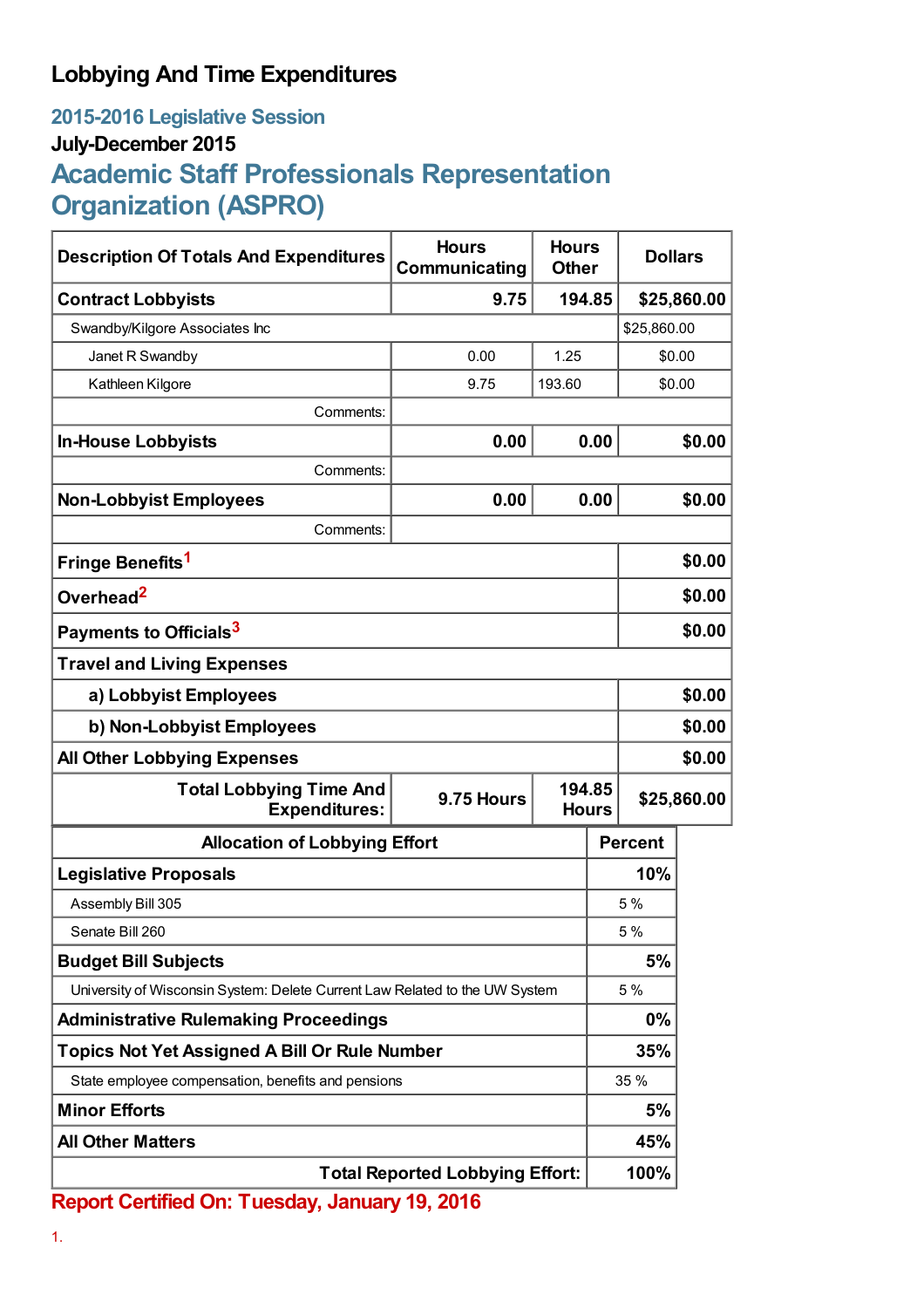# Lobbying And Time Expenditures

## 2015-2016 Legislative Session

### July-December 2015

## Academic Staff Professionals Representation Organization (ASPRO)

| Description Of Totals And Expenditures | Hours Communicating | Hours Other | Dollars |
|---|---|---|---|
| **Contract Lobbyists** | **9.75** | **194.85** | **$25,860.00** |
| Swandby/Kilgore Associates Inc | | | $25,860.00 |
| Janet R Swandby | 0.00 | 1.25 | $0.00 |
| Kathleen Kilgore | 9.75 | 193.60 | $0.00 |
| Comments: | | | |
| **In-House Lobbyists** | **0.00** | **0.00** | **$0.00** |
| Comments: | | | |
| **Non-Lobbyist Employees** | **0.00** | **0.00** | **$0.00** |
| Comments: | | | |
| **Fringe Benefits**[1] | | | **$0.00** |
| **Overhead**[2] | | | **$0.00** |
| **Payments to Officials**[3] | | | **$0.00** |
| **Travel and Living Expenses** | | | |
| **a) Lobbyist Employees** | | | **$0.00** |
| **b) Non-Lobbyist Employees** | | | **$0.00** |
| **All Other Lobbying Expenses** | | | **$0.00** |
| **Total Lobbying Time And Expenditures:** | **9.75 Hours** | **194.85 Hours** | **$25,860.00** |

| Allocation of Lobbying Effort | Percent |
|---|---|
| **Legislative Proposals** | **10%** |
| Assembly Bill 305 | 5 % |
| Senate Bill 260 | 5 % |
| **Budget Bill Subjects** | **5%** |
| University of Wisconsin System: Delete Current Law Related to the UW System | 5 % |
| **Administrative Rulemaking Proceedings** | **0%** |
| **Topics Not Yet Assigned A Bill Or Rule Number** | **35%** |
| State employee compensation, benefits and pensions | 35 % |
| **Minor Efforts** | **5%** |
| **All Other Matters** | **45%** |
| **Total Reported Lobbying Effort:** | **100%** |

**Report Certified On: Tuesday, January 19, 2016**

1.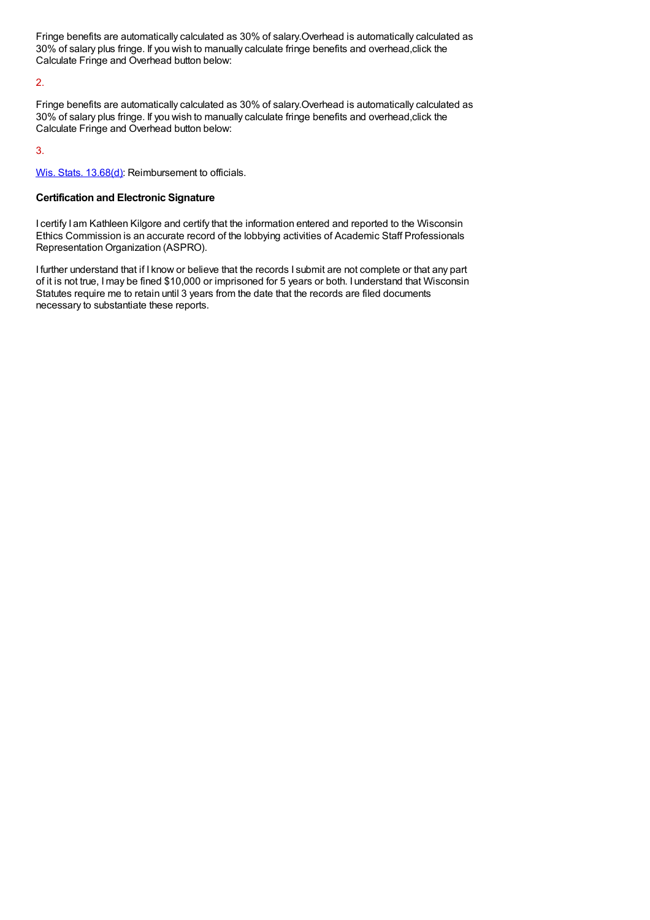Fringe benefits are automatically calculated as 30% of salary.Overhead is automatically calculated as 30% of salary plus fringe. If you wish to manually calculate fringe benefits and overhead,click the Calculate Fringe and Overhead button below:

2.

Fringe benefits are automatically calculated as 30% of salary.Overhead is automatically calculated as 30% of salary plus fringe. If you wish to manually calculate fringe benefits and overhead,click the Calculate Fringe and Overhead button below:

3.

Wis. Stats. 13.68(d): Reimbursement to officials.

**Certification and Electronic Signature**

I certify I am Kathleen Kilgore and certify that the information entered and reported to the Wisconsin Ethics Commission is an accurate record of the lobbying activities of Academic Staff Professionals Representation Organization (ASPRO).

I further understand that if I know or believe that the records I submit are not complete or that any part of it is not true, I may be fined $10,000 or imprisoned for 5 years or both. I understand that Wisconsin Statutes require me to retain until 3 years from the date that the records are filed documents necessary to substantiate these reports.